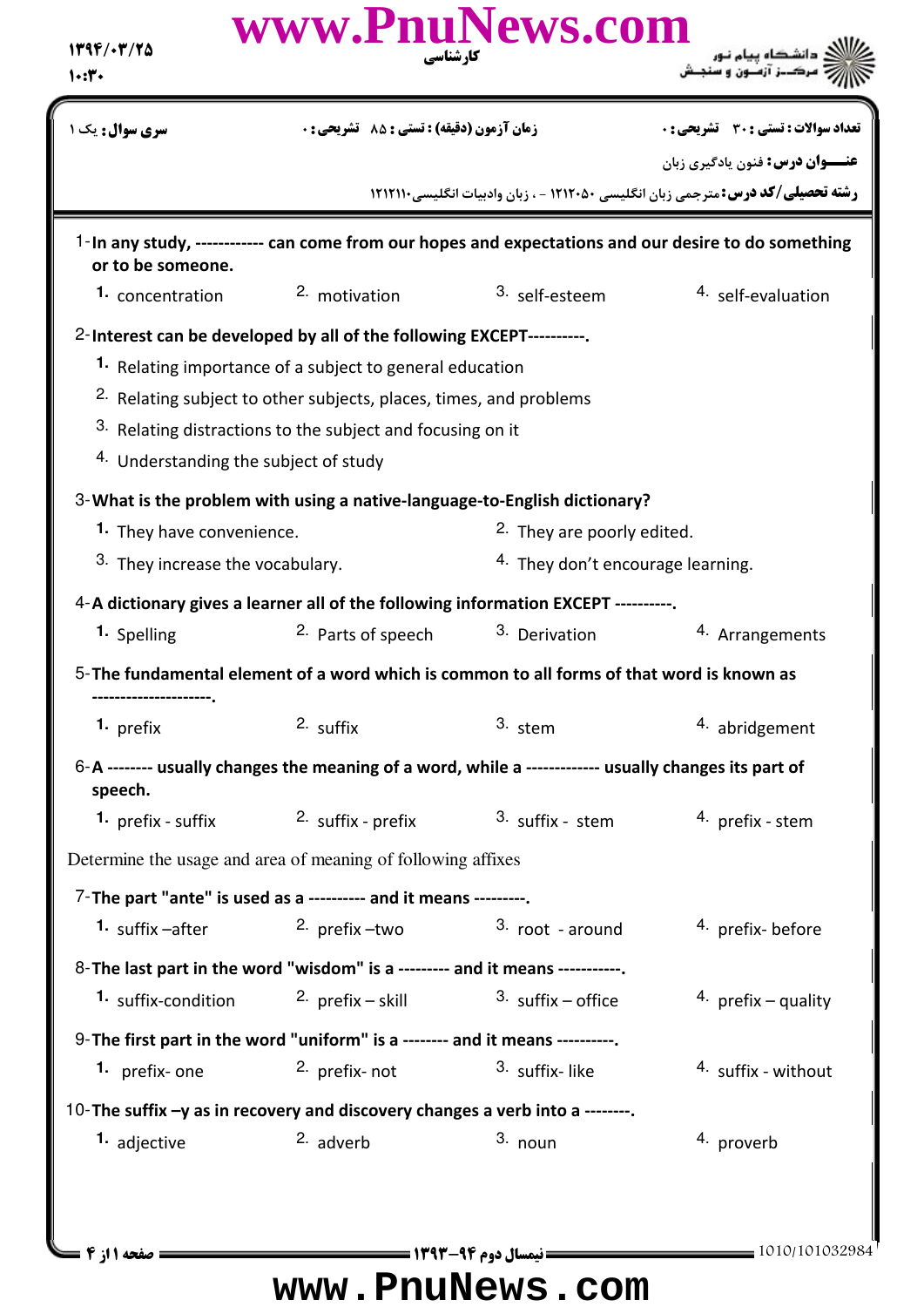کارشناسی

دانشگاه پیام نور
مرکز آزمون و سنجش

| سری سوال: یک ۱ | زمان آزمون (دقیقه) : تستی : ۸۵ تشریحی : ۰ | تعداد سوالات : تستی : ۳۰ تشریحی : ۰ |
| --- | --- | --- |

**عنـــوان درس:** فنون یادگیری زبان

**رشته تحصیلی/کد درس:** مترجمی زبان انگلیسی ۱۲۱۲۰۵۰ - ، زبان وادبیات انگلیسی۱۲۱۲۱۱۰

1- **In any study, ------------ can come from our hopes and expectations and our desire to do something or to be someone.**

1. concentration
2. motivation
3. self-esteem
4. self-evaluation

2- **Interest can be developed by all of the following EXCEPT----------.**

1. Relating importance of a subject to general education
2. Relating subject to other subjects, places, times, and problems
3. Relating distractions to the subject and focusing on it
4. Understanding the subject of study

3- **What is the problem with using a native-language-to-English dictionary?**

1. They have convenience.
2. They are poorly edited.
3. They increase the vocabulary.
4. They don't encourage learning.

4- **A dictionary gives a learner all of the following information EXCEPT ----------.**

1. Spelling
2. Parts of speech
3. Derivation
4. Arrangements

5- **The fundamental element of a word which is common to all forms of that word is known as ---------------------.**

1. prefix
2. suffix
3. stem
4. abridgement

6- **A -------- usually changes the meaning of a word, while a ------------- usually changes its part of speech.**

1. prefix - suffix
2. suffix - prefix
3. suffix - stem
4. prefix - stem

Determine the usage and area of meaning of following affixes

7- **The part "ante" is used as a ---------- and it means ---------.**

1. suffix –after
2. prefix –two
3. root - around
4. prefix- before

8- **The last part in the word "wisdom" is a --------- and it means -----------.**

1. suffix-condition
2. prefix – skill
3. suffix – office
4. prefix – quality

9- **The first part in the word "uniform" is a -------- and it means ----------.**

1. prefix- one
2. prefix- not
3. suffix- like
4. suffix - without

10- **The suffix –y as in recovery and discovery changes a verb into a --------.**

1. adjective
2. adverb
3. noun
4. proverb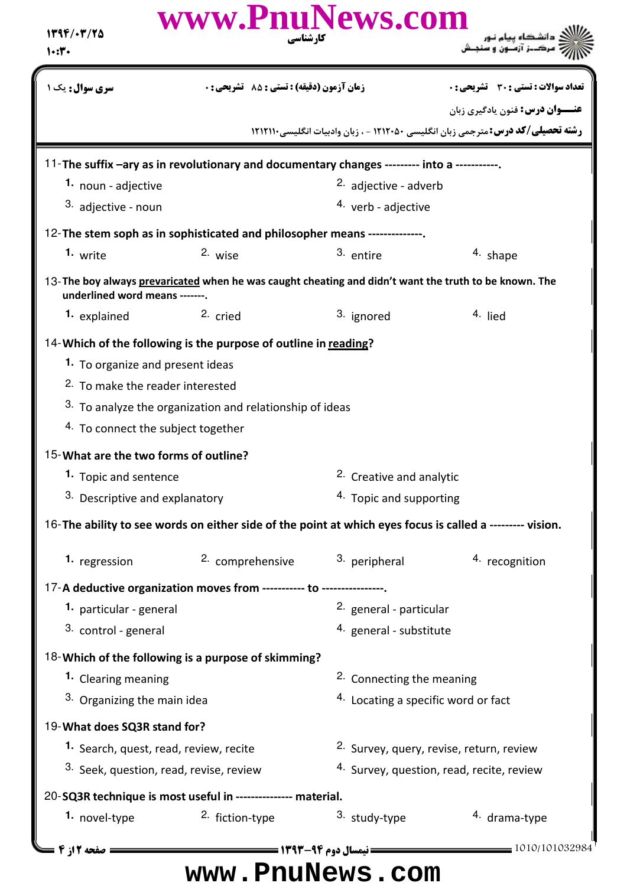**سری سوال:** یک ۱ | **زمان آزمون (دقیقه) : تستی :** ۸۵ **تشریحی :** ۰ | **تعداد سوالات : تستی :** ۳۰ **تشریحی :** ۰

**عنـــوان درس:** فنون یادگیری زبان

**رشته تحصیلی/کد درس:** مترجمی زبان انگلیسی ۱۲۱۲۰۵۰ - ، زبان وادبیات انگلیسی۱۲۱۲۱۱۰

11- **The suffix –ary as in revolutionary and documentary changes --------- into a -----------.**

1. noun - adjective
2. adjective - adverb
3. adjective - noun
4. verb - adjective

12- **The stem soph as in sophisticated and philosopher means --------------.**

1. write
2. wise
3. entire
4. shape

13- **The boy always <u>prevaricated</u> when he was caught cheating and didn't want the truth to be known. The underlined word means -------.**

1. explained
2. cried
3. ignored
4. lied

14- **Which of the following is the purpose of outline in <u>reading</u>?**

1. To organize and present ideas
2. To make the reader interested
3. To analyze the organization and relationship of ideas
4. To connect the subject together

15- **What are the two forms of outline?**

1. Topic and sentence
2. Creative and analytic
3. Descriptive and explanatory
4. Topic and supporting

16- **The ability to see words on either side of the point at which eyes focus is called a --------- vision.**

1. regression
2. comprehensive
3. peripheral
4. recognition

17- **A deductive organization moves from ----------- to ----------------.**

1. particular - general
2. general - particular
3. control - general
4. general - substitute

18- **Which of the following is a purpose of skimming?**

1. Clearing meaning
2. Connecting the meaning
3. Organizing the main idea
4. Locating a specific word or fact

19- **What does SQ3R stand for?**

1. Search, quest, read, review, recite
2. Survey, query, revise, return, review
3. Seek, question, read, revise, review
4. Survey, question, read, recite, review

20- **SQ3R technique is most useful in -------------- material.**

1. novel-type
2. fiction-type
3. study-type
4. drama-type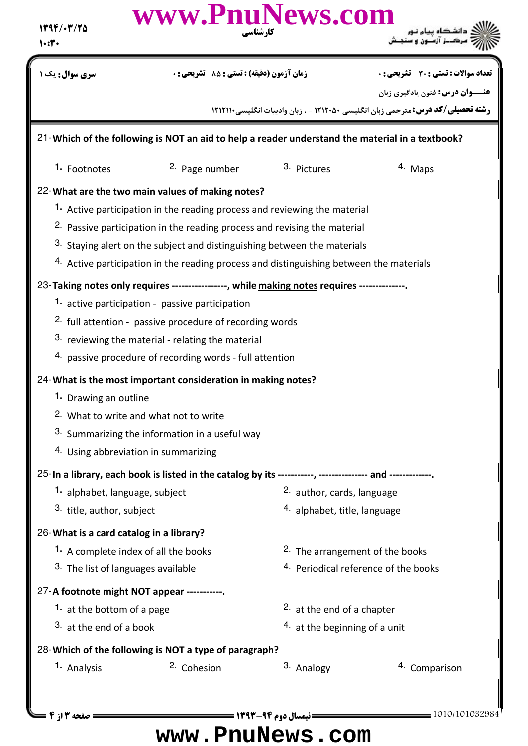21- **Which of the following is NOT an aid to help a reader understand the material in a textbook?**

1. Footnotes
2. Page number
3. Pictures
4. Maps

22- **What are the two main values of making notes?**

1. Active participation in the reading process and reviewing the material
2. Passive participation in the reading process and revising the material
3. Staying alert on the subject and distinguishing between the materials
4. Active participation in the reading process and distinguishing between the materials

23- **Taking notes only requires ----------------, while <u>making notes</u> requires --------------.**

1. active participation - passive participation
2. full attention - passive procedure of recording words
3. reviewing the material - relating the material
4. passive procedure of recording words - full attention

24- **What is the most important consideration in making notes?**

1. Drawing an outline
2. What to write and what not to write
3. Summarizing the information in a useful way
4. Using abbreviation in summarizing

25- **In a library, each book is listed in the catalog by its -----------, --------------- and -------------.**

1. alphabet, language, subject
2. author, cards, language
3. title, author, subject
4. alphabet, title, language

26- **What is a card catalog in a library?**

1. A complete index of all the books
2. The arrangement of the books
3. The list of languages available
4. Periodical reference of the books

27- **A footnote might NOT appear -----------.**

1. at the bottom of a page
2. at the end of a chapter
3. at the end of a book
4. at the beginning of a unit

28- **Which of the following is NOT a type of paragraph?**

1. Analysis
2. Cohesion
3. Analogy
4. Comparison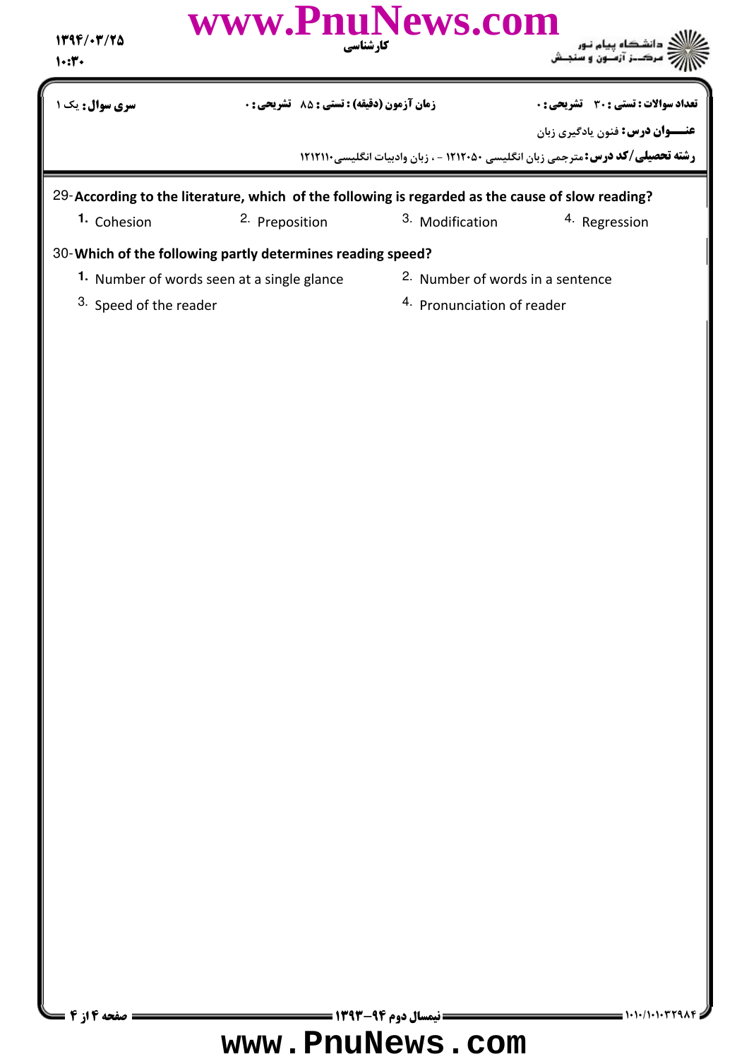29- **According to the literature, which of the following is regarded as the cause of slow reading?**

1. Cohesion
2. Preposition
3. Modification
4. Regression

30- **Which of the following partly determines reading speed?**

1. Number of words seen at a single glance
2. Number of words in a sentence
3. Speed of the reader
4. Pronunciation of reader